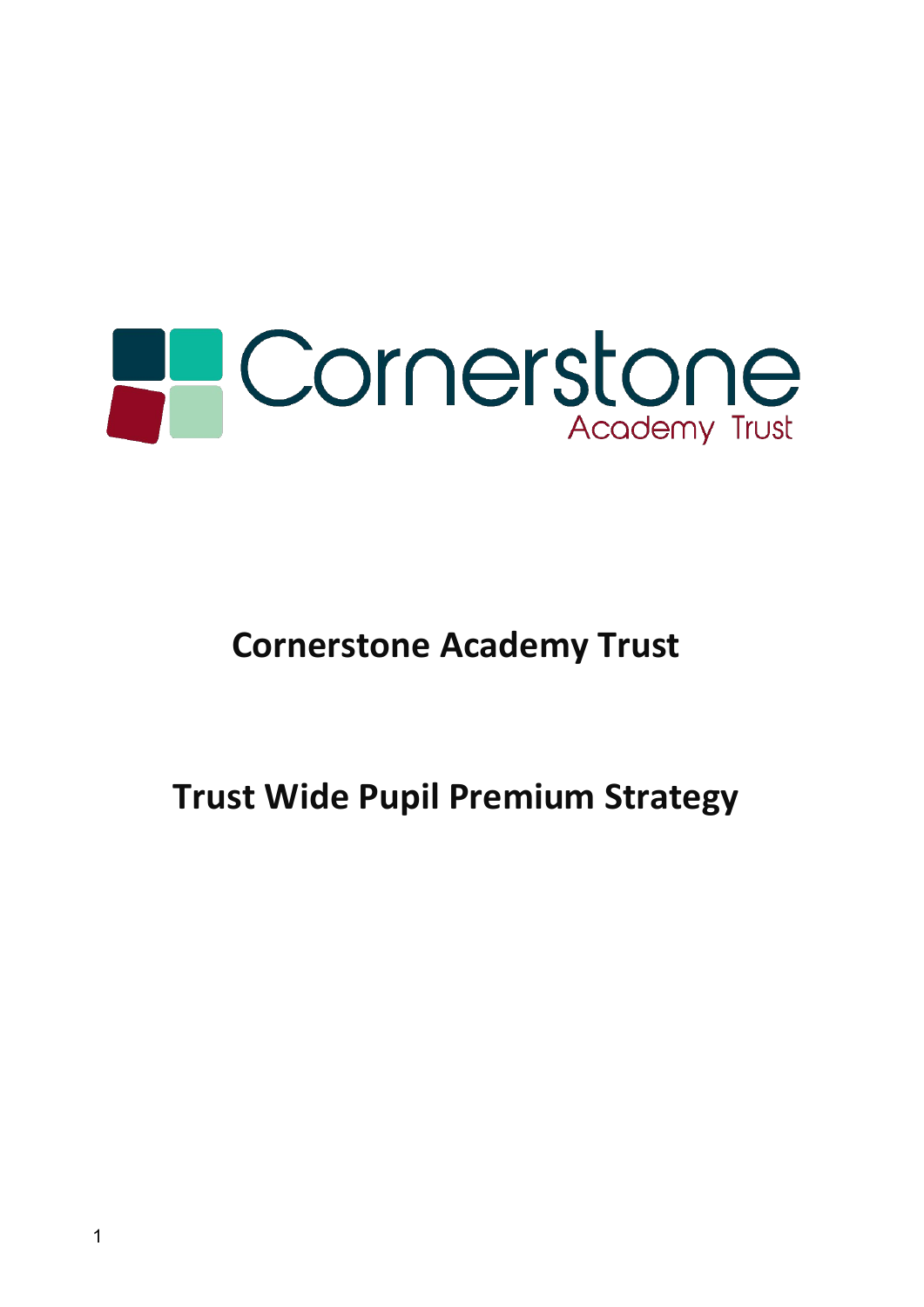# Cornerstone Academy Trust

## Trust Wide Pupil Premium Strategy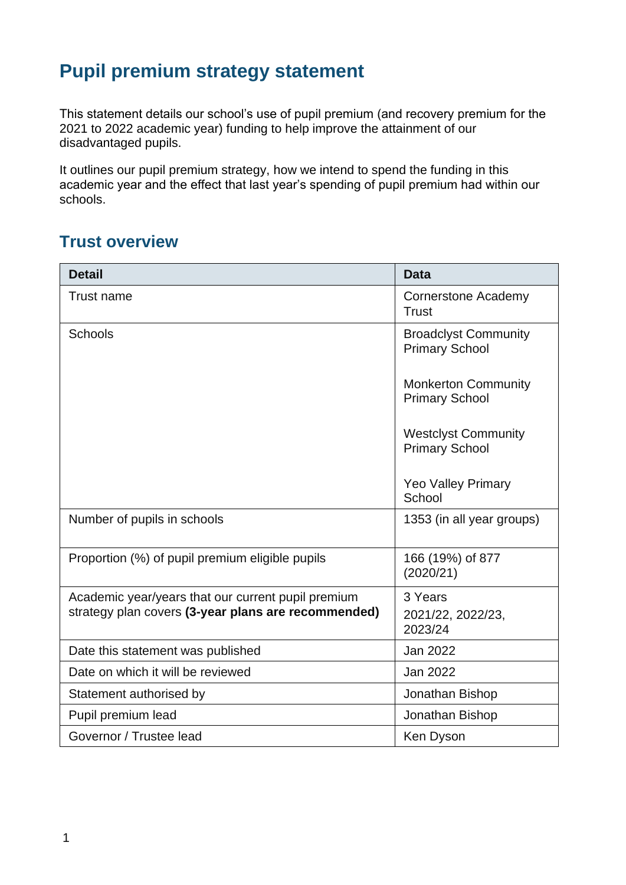# Pupil premium strategy statement

This statement details our school's use of pupil premium (and recovery premium for the 2021 to 2022 academic year) funding to help improve the attainment of our disadvantaged pupils.

It outlines our pupil premium strategy, how we intend to spend the funding in this academic year and the effect that last year's spending of pupil premium had within our schools.

## Trust overview

| Detail | Data |
|---|---|
| Trust name | Cornerstone Academy Trust |
| Schools | Broadclyst Community Primary School<br><br>Monkerton Community Primary School<br><br>Westclyst Community Primary School<br><br>Yeo Valley Primary School |
| Number of pupils in schools | 1353 (in all year groups) |
| Proportion (%) of pupil premium eligible pupils | 166 (19%) of 877 (2020/21) |
| Academic year/years that our current pupil premium strategy plan covers **(3-year plans are recommended)** | 3 Years<br>2021/22, 2022/23, 2023/24 |
| Date this statement was published | Jan 2022 |
| Date on which it will be reviewed | Jan 2022 |
| Statement authorised by | Jonathan Bishop |
| Pupil premium lead | Jonathan Bishop |
| Governor / Trustee lead | Ken Dyson |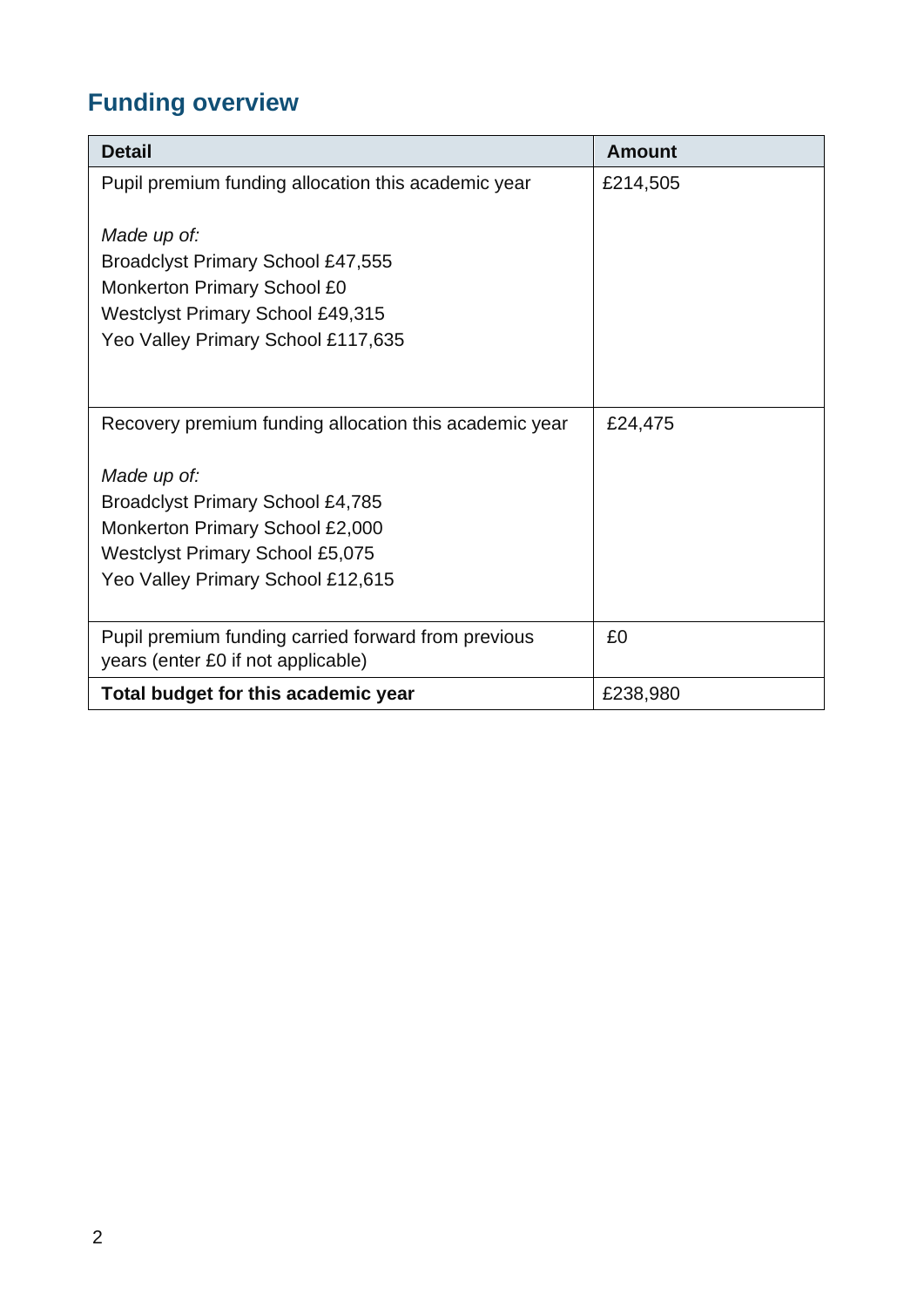## Funding overview

| Detail | Amount |
| --- | --- |
| Pupil premium funding allocation this academic year<br><br>*Made up of:*<br>Broadclyst Primary School £47,555<br>Monkerton Primary School £0<br>Westclyst Primary School £49,315<br>Yeo Valley Primary School £117,635 | £214,505 |
| Recovery premium funding allocation this academic year<br><br>*Made up of:*<br>Broadclyst Primary School £4,785<br>Monkerton Primary School £2,000<br>Westclyst Primary School £5,075<br>Yeo Valley Primary School £12,615 | £24,475 |
| Pupil premium funding carried forward from previous years (enter £0 if not applicable) | £0 |
| **Total budget for this academic year** | £238,980 |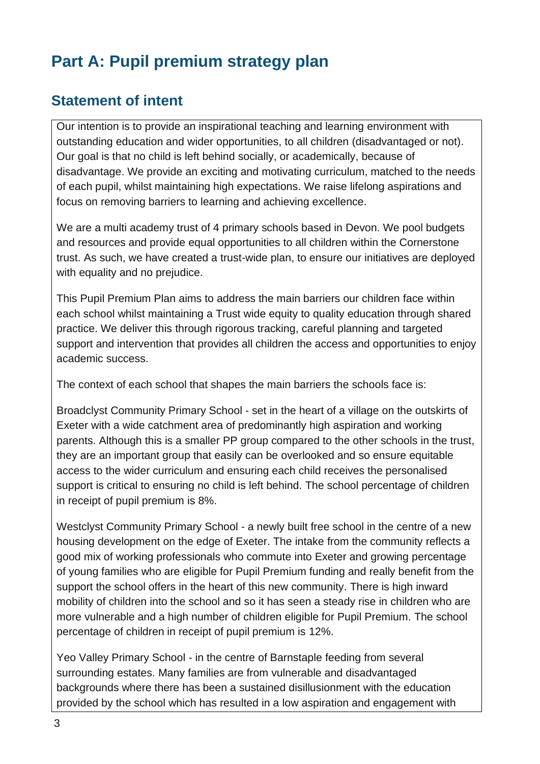# Part A: Pupil premium strategy plan

## Statement of intent

Our intention is to provide an inspirational teaching and learning environment with outstanding education and wider opportunities, to all children (disadvantaged or not). Our goal is that no child is left behind socially, or academically, because of disadvantage. We provide an exciting and motivating curriculum, matched to the needs of each pupil, whilst maintaining high expectations. We raise lifelong aspirations and focus on removing barriers to learning and achieving excellence.

We are a multi academy trust of 4 primary schools based in Devon. We pool budgets and resources and provide equal opportunities to all children within the Cornerstone trust. As such, we have created a trust-wide plan, to ensure our initiatives are deployed with equality and no prejudice.

This Pupil Premium Plan aims to address the main barriers our children face within each school whilst maintaining a Trust wide equity to quality education through shared practice. We deliver this through rigorous tracking, careful planning and targeted support and intervention that provides all children the access and opportunities to enjoy academic success.

The context of each school that shapes the main barriers the schools face is:

Broadclyst Community Primary School - set in the heart of a village on the outskirts of Exeter with a wide catchment area of predominantly high aspiration and working parents. Although this is a smaller PP group compared to the other schools in the trust, they are an important group that easily can be overlooked and so ensure equitable access to the wider curriculum and ensuring each child receives the personalised support is critical to ensuring no child is left behind. The school percentage of children in receipt of pupil premium is 8%.

Westclyst Community Primary School - a newly built free school in the centre of a new housing development on the edge of Exeter. The intake from the community reflects a good mix of working professionals who commute into Exeter and growing percentage of young families who are eligible for Pupil Premium funding and really benefit from the support the school offers in the heart of this new community. There is high inward mobility of children into the school and so it has seen a steady rise in children who are more vulnerable and a high number of children eligible for Pupil Premium. The school percentage of children in receipt of pupil premium is 12%.

Yeo Valley Primary School - in the centre of Barnstaple feeding from several surrounding estates. Many families are from vulnerable and disadvantaged backgrounds where there has been a sustained disillusionment with the education provided by the school which has resulted in a low aspiration and engagement with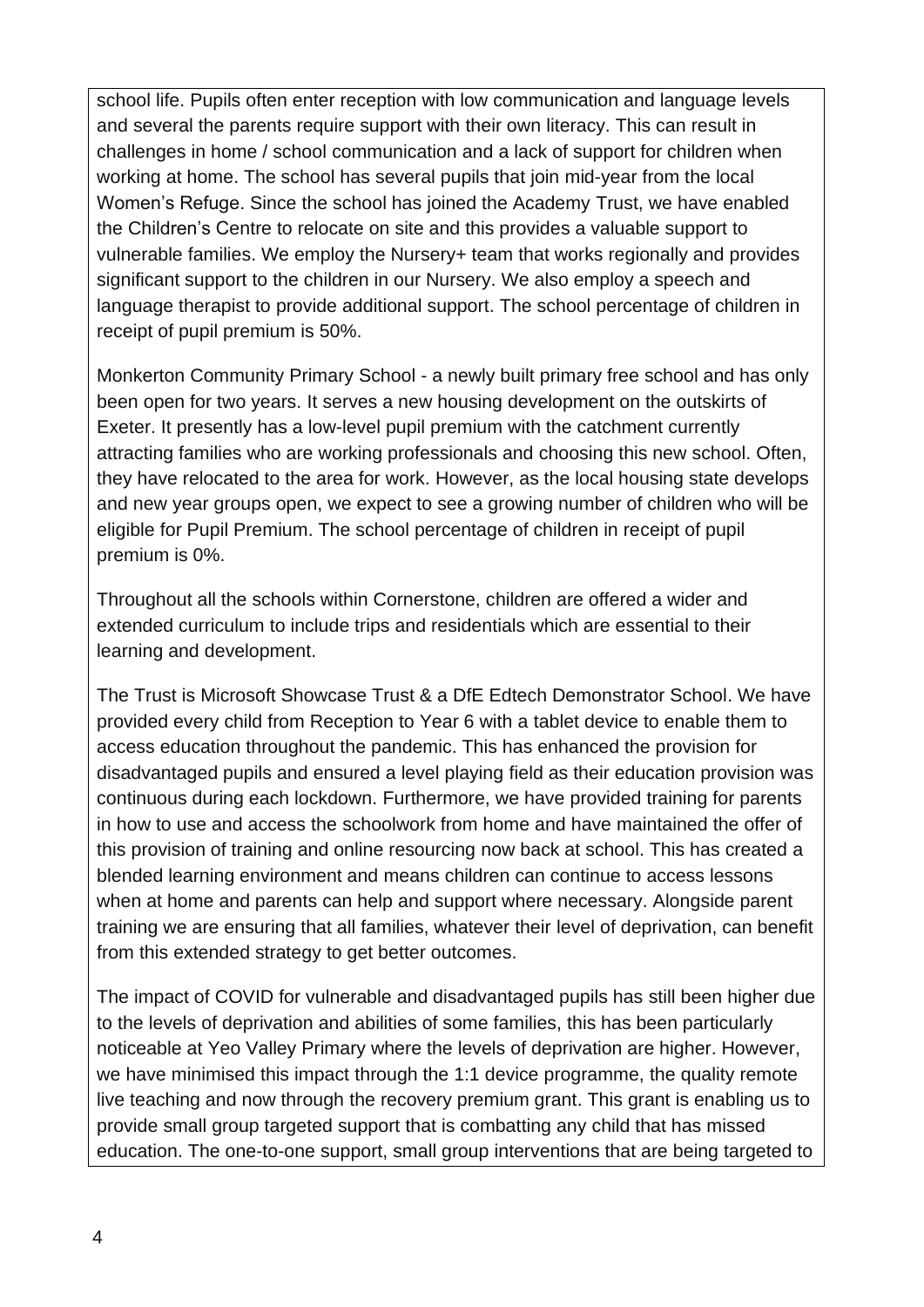school life. Pupils often enter reception with low communication and language levels and several the parents require support with their own literacy. This can result in challenges in home / school communication and a lack of support for children when working at home. The school has several pupils that join mid-year from the local Women's Refuge. Since the school has joined the Academy Trust, we have enabled the Children's Centre to relocate on site and this provides a valuable support to vulnerable families. We employ the Nursery+ team that works regionally and provides significant support to the children in our Nursery. We also employ a speech and language therapist to provide additional support. The school percentage of children in receipt of pupil premium is 50%.

Monkerton Community Primary School - a newly built primary free school and has only been open for two years. It serves a new housing development on the outskirts of Exeter. It presently has a low-level pupil premium with the catchment currently attracting families who are working professionals and choosing this new school. Often, they have relocated to the area for work. However, as the local housing state develops and new year groups open, we expect to see a growing number of children who will be eligible for Pupil Premium. The school percentage of children in receipt of pupil premium is 0%.

Throughout all the schools within Cornerstone, children are offered a wider and extended curriculum to include trips and residentials which are essential to their learning and development.

The Trust is Microsoft Showcase Trust & a DfE Edtech Demonstrator School. We have provided every child from Reception to Year 6 with a tablet device to enable them to access education throughout the pandemic. This has enhanced the provision for disadvantaged pupils and ensured a level playing field as their education provision was continuous during each lockdown. Furthermore, we have provided training for parents in how to use and access the schoolwork from home and have maintained the offer of this provision of training and online resourcing now back at school. This has created a blended learning environment and means children can continue to access lessons when at home and parents can help and support where necessary. Alongside parent training we are ensuring that all families, whatever their level of deprivation, can benefit from this extended strategy to get better outcomes.

The impact of COVID for vulnerable and disadvantaged pupils has still been higher due to the levels of deprivation and abilities of some families, this has been particularly noticeable at Yeo Valley Primary where the levels of deprivation are higher. However, we have minimised this impact through the 1:1 device programme, the quality remote live teaching and now through the recovery premium grant. This grant is enabling us to provide small group targeted support that is combatting any child that has missed education. The one-to-one support, small group interventions that are being targeted to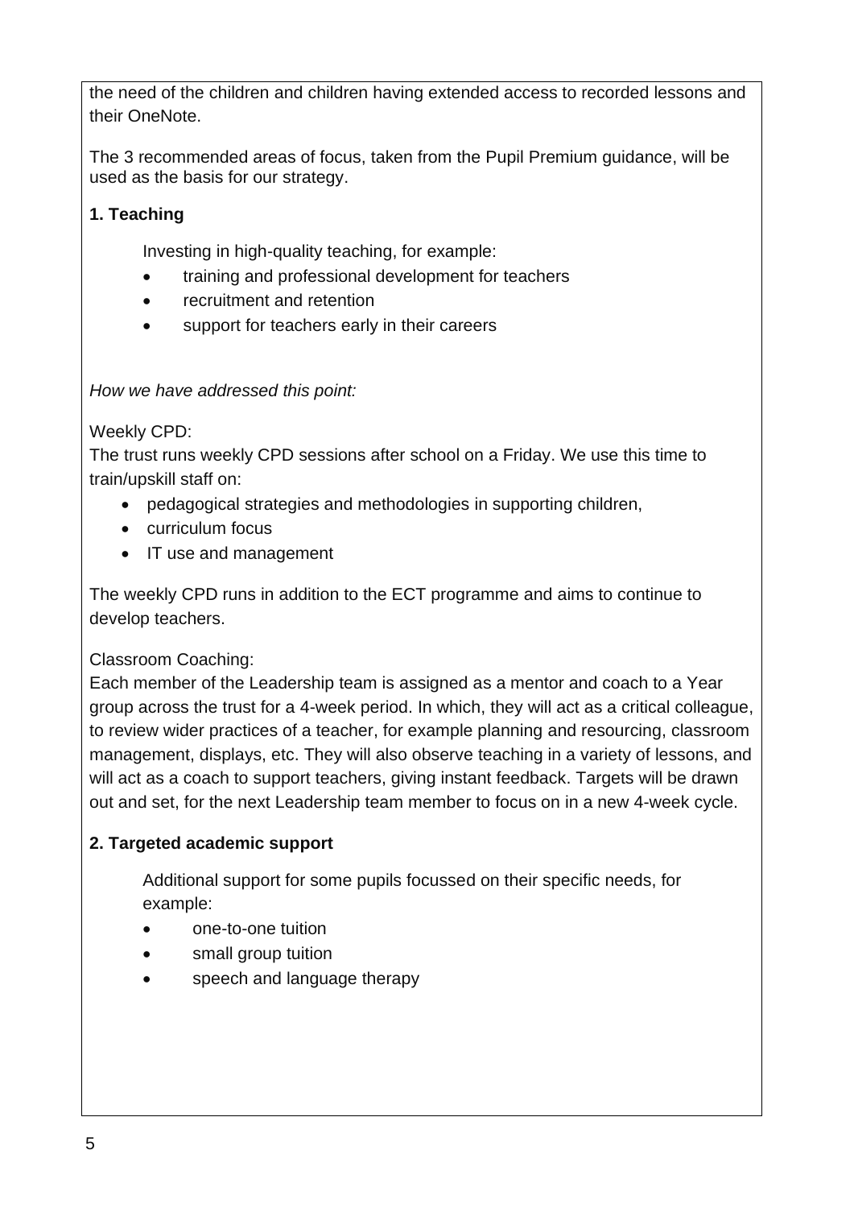the need of the children and children having extended access to recorded lessons and their OneNote.

The 3 recommended areas of focus, taken from the Pupil Premium guidance, will be used as the basis for our strategy.

**1. Teaching**

Investing in high-quality teaching, for example:

- training and professional development for teachers
- recruitment and retention
- support for teachers early in their careers

*How we have addressed this point:*

Weekly CPD:
The trust runs weekly CPD sessions after school on a Friday. We use this time to train/upskill staff on:

- pedagogical strategies and methodologies in supporting children,
- curriculum focus
- IT use and management

The weekly CPD runs in addition to the ECT programme and aims to continue to develop teachers.

Classroom Coaching:
Each member of the Leadership team is assigned as a mentor and coach to a Year group across the trust for a 4-week period. In which, they will act as a critical colleague, to review wider practices of a teacher, for example planning and resourcing, classroom management, displays, etc. They will also observe teaching in a variety of lessons, and will act as a coach to support teachers, giving instant feedback. Targets will be drawn out and set, for the next Leadership team member to focus on in a new 4-week cycle.

**2. Targeted academic support**

Additional support for some pupils focussed on their specific needs, for example:

- one-to-one tuition
- small group tuition
- speech and language therapy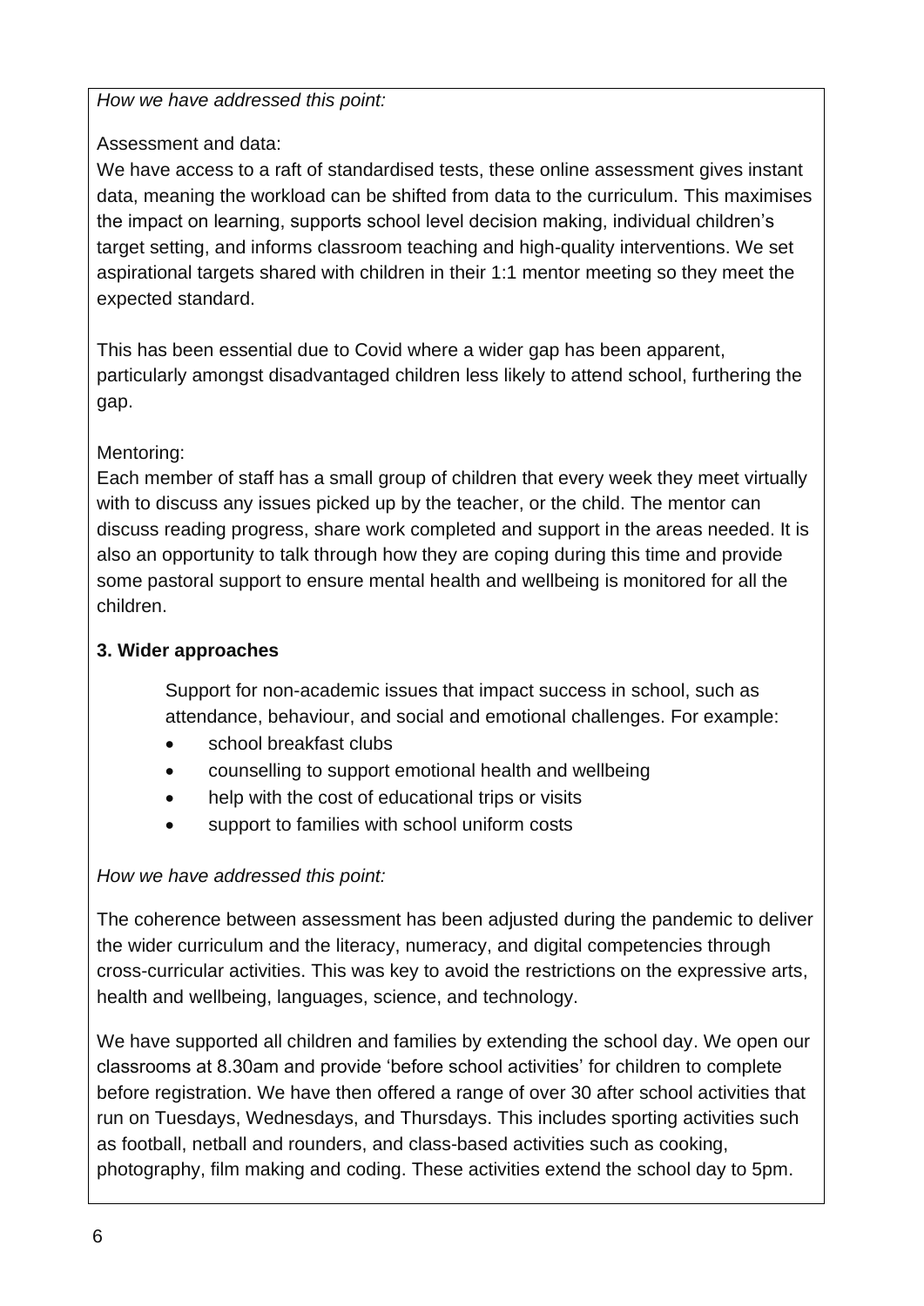*How we have addressed this point:*

Assessment and data:
We have access to a raft of standardised tests, these online assessment gives instant data, meaning the workload can be shifted from data to the curriculum. This maximises the impact on learning, supports school level decision making, individual children's target setting, and informs classroom teaching and high-quality interventions. We set aspirational targets shared with children in their 1:1 mentor meeting so they meet the expected standard.

This has been essential due to Covid where a wider gap has been apparent, particularly amongst disadvantaged children less likely to attend school, furthering the gap.

Mentoring:
Each member of staff has a small group of children that every week they meet virtually with to discuss any issues picked up by the teacher, or the child. The mentor can discuss reading progress, share work completed and support in the areas needed. It is also an opportunity to talk through how they are coping during this time and provide some pastoral support to ensure mental health and wellbeing is monitored for all the children.

**3. Wider approaches**

Support for non-academic issues that impact success in school, such as attendance, behaviour, and social and emotional challenges. For example:

- school breakfast clubs
- counselling to support emotional health and wellbeing
- help with the cost of educational trips or visits
- support to families with school uniform costs

*How we have addressed this point:*

The coherence between assessment has been adjusted during the pandemic to deliver the wider curriculum and the literacy, numeracy, and digital competencies through cross-curricular activities. This was key to avoid the restrictions on the expressive arts, health and wellbeing, languages, science, and technology.

We have supported all children and families by extending the school day. We open our classrooms at 8.30am and provide 'before school activities' for children to complete before registration. We have then offered a range of over 30 after school activities that run on Tuesdays, Wednesdays, and Thursdays. This includes sporting activities such as football, netball and rounders, and class-based activities such as cooking, photography, film making and coding. These activities extend the school day to 5pm.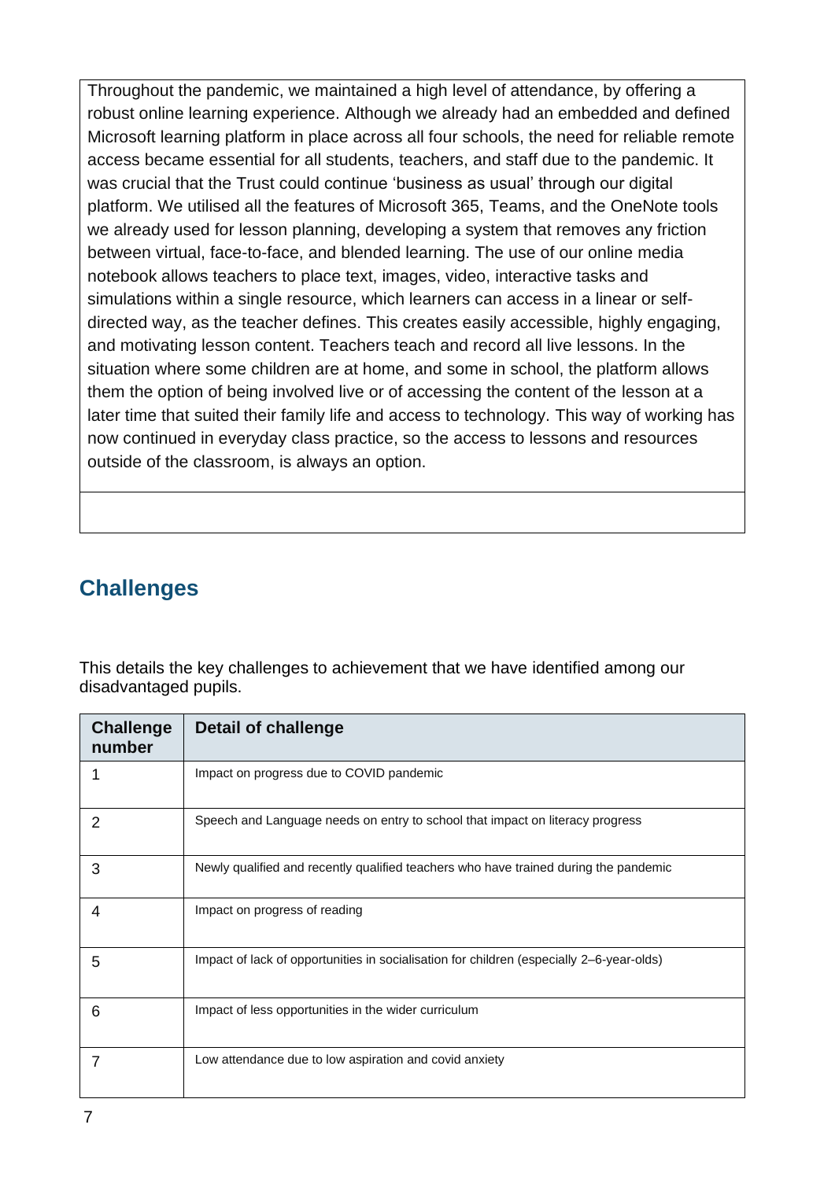Throughout the pandemic, we maintained a high level of attendance, by offering a robust online learning experience. Although we already had an embedded and defined Microsoft learning platform in place across all four schools, the need for reliable remote access became essential for all students, teachers, and staff due to the pandemic. It was crucial that the Trust could continue 'business as usual' through our digital platform. We utilised all the features of Microsoft 365, Teams, and the OneNote tools we already used for lesson planning, developing a system that removes any friction between virtual, face-to-face, and blended learning. The use of our online media notebook allows teachers to place text, images, video, interactive tasks and simulations within a single resource, which learners can access in a linear or self-directed way, as the teacher defines. This creates easily accessible, highly engaging, and motivating lesson content. Teachers teach and record all live lessons. In the situation where some children are at home, and some in school, the platform allows them the option of being involved live or of accessing the content of the lesson at a later time that suited their family life and access to technology. This way of working has now continued in everyday class practice, so the access to lessons and resources outside of the classroom, is always an option.

## Challenges

This details the key challenges to achievement that we have identified among our disadvantaged pupils.

| Challenge number | Detail of challenge |
|---|---|
| 1 | Impact on progress due to COVID pandemic |
| 2 | Speech and Language needs on entry to school that impact on literacy progress |
| 3 | Newly qualified and recently qualified teachers who have trained during the pandemic |
| 4 | Impact on progress of reading |
| 5 | Impact of lack of opportunities in socialisation for children (especially 2–6-year-olds) |
| 6 | Impact of less opportunities in the wider curriculum |
| 7 | Low attendance due to low aspiration and covid anxiety |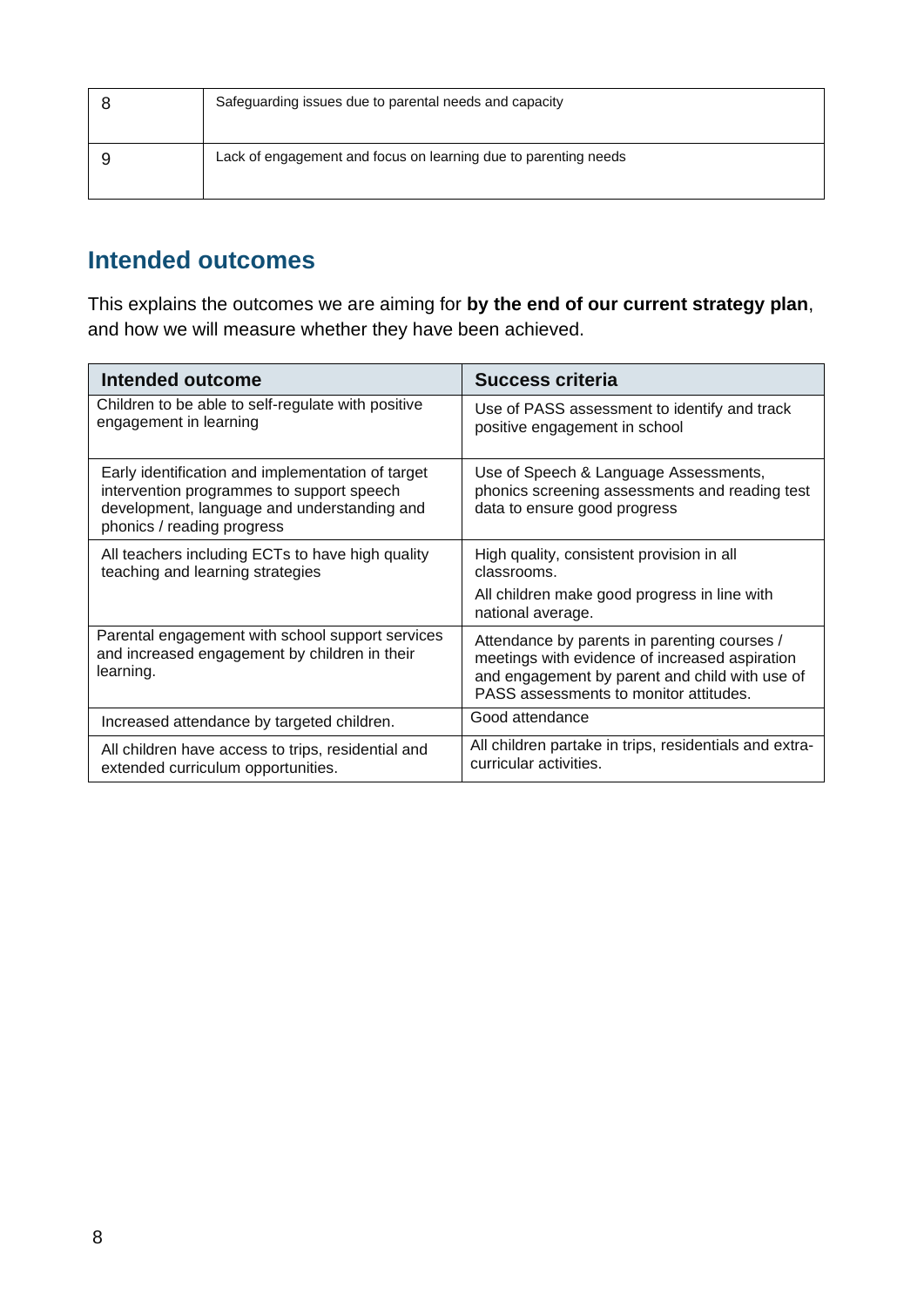| | |
|---|---|
| 8 | Safeguarding issues due to parental needs and capacity |
| 9 | Lack of engagement and focus on learning due to parenting needs |

## Intended outcomes

This explains the outcomes we are aiming for **by the end of our current strategy plan**, and how we will measure whether they have been achieved.

| Intended outcome | Success criteria |
|---|---|
| Children to be able to self-regulate with positive engagement in learning | Use of PASS assessment to identify and track positive engagement in school |
| Early identification and implementation of target intervention programmes to support speech development, language and understanding and phonics / reading progress | Use of Speech & Language Assessments, phonics screening assessments and reading test data to ensure good progress |
| All teachers including ECTs to have high quality teaching and learning strategies | High quality, consistent provision in all classrooms.<br>All children make good progress in line with national average. |
| Parental engagement with school support services and increased engagement by children in their learning. | Attendance by parents in parenting courses / meetings with evidence of increased aspiration and engagement by parent and child with use of PASS assessments to monitor attitudes. |
| Increased attendance by targeted children. | Good attendance |
| All children have access to trips, residential and extended curriculum opportunities. | All children partake in trips, residentials and extra-curricular activities. |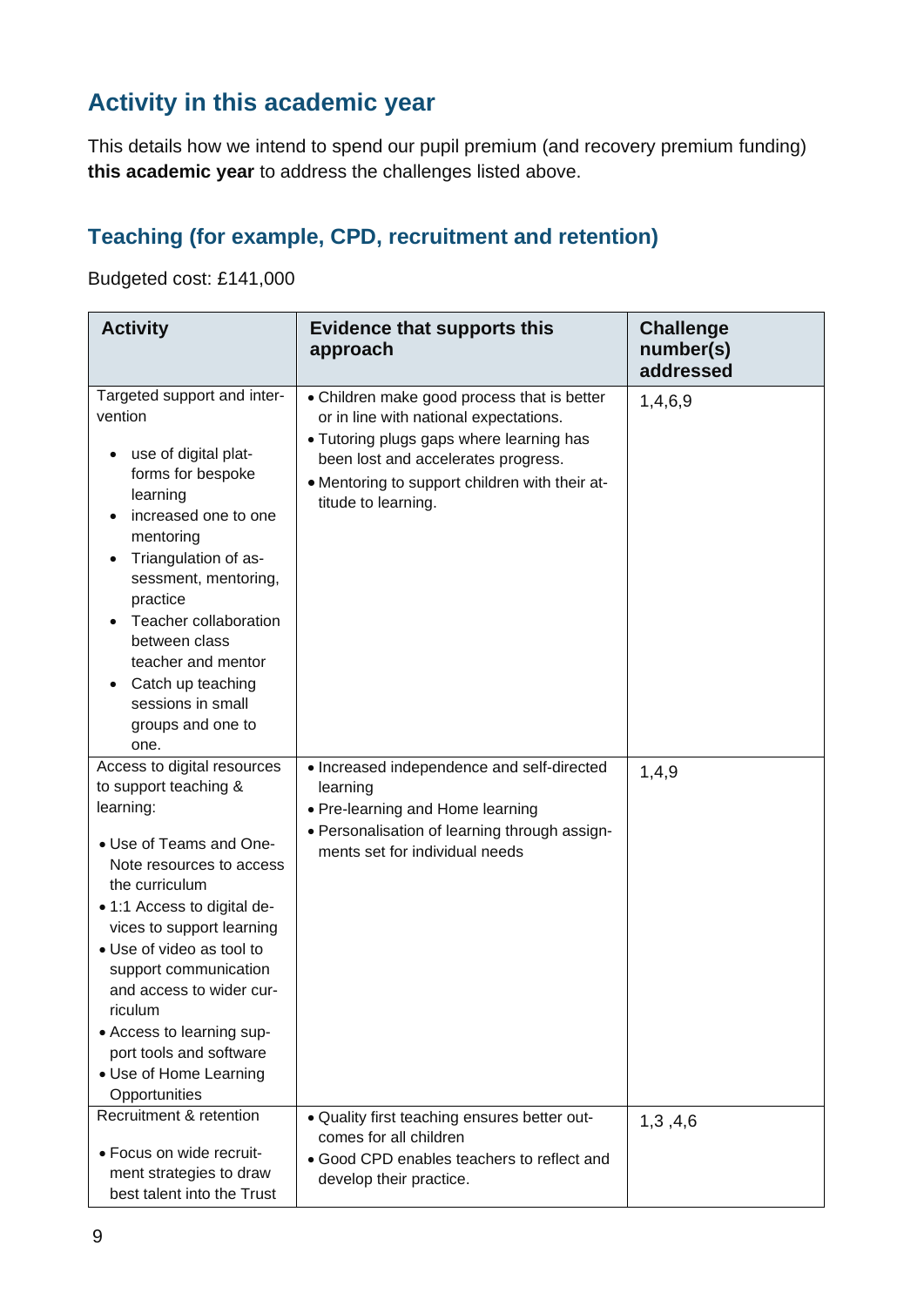## Activity in this academic year

This details how we intend to spend our pupil premium (and recovery premium funding) **this academic year** to address the challenges listed above.

### Teaching (for example, CPD, recruitment and retention)

Budgeted cost: £141,000

| Activity | Evidence that supports this approach | Challenge number(s) addressed |
|---|---|---|
| Targeted support and intervention<br><br>• use of digital platforms for bespoke learning<br>• increased one to one mentoring<br>• Triangulation of assessment, mentoring, practice<br>• Teacher collaboration between class teacher and mentor<br>• Catch up teaching sessions in small groups and one to one. | • Children make good process that is better or in line with national expectations.<br>• Tutoring plugs gaps where learning has been lost and accelerates progress.<br>• Mentoring to support children with their attitude to learning. | 1,4,6,9 |
| Access to digital resources to support teaching & learning:<br><br>• Use of Teams and OneNote resources to access the curriculum<br>• 1:1 Access to digital devices to support learning<br>• Use of video as tool to support communication and access to wider curriculum<br>• Access to learning support tools and software<br>• Use of Home Learning Opportunities | • Increased independence and self-directed learning<br>• Pre-learning and Home learning<br>• Personalisation of learning through assignments set for individual needs | 1,4,9 |
| Recruitment & retention<br><br>• Focus on wide recruitment strategies to draw best talent into the Trust | • Quality first teaching ensures better outcomes for all children<br>• Good CPD enables teachers to reflect and develop their practice. | 1,3 ,4,6 |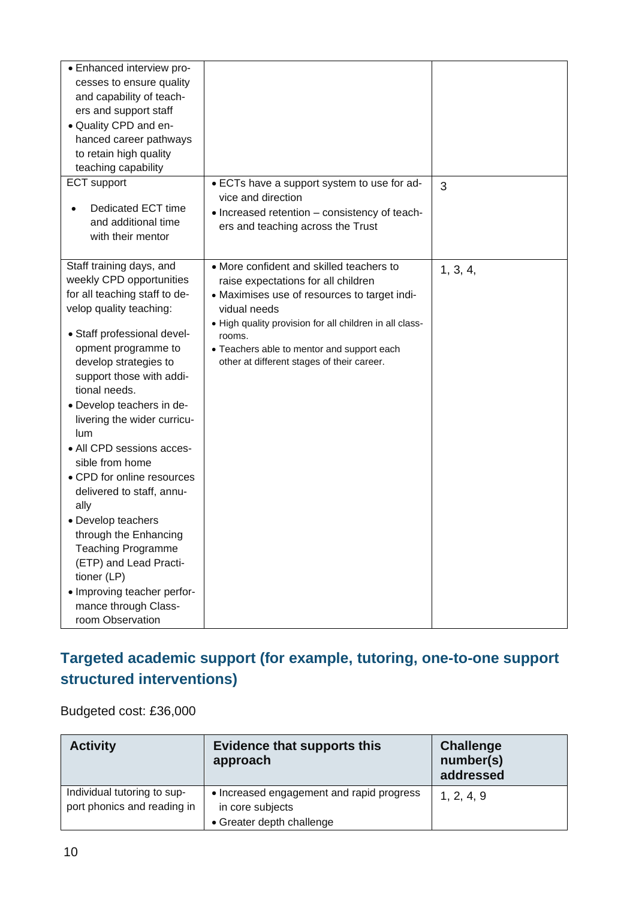| | | |
|---|---|---|
| • Enhanced interview processes to ensure quality and capability of teachers and support staff<br>• Quality CPD and enhanced career pathways to retain high quality teaching capability | | |
| ECT support<br>• Dedicated ECT time and additional time with their mentor | • ECTs have a support system to use for advice and direction<br>• Increased retention – consistency of teachers and teaching across the Trust | 3 |
| Staff training days, and weekly CPD opportunities for all teaching staff to develop quality teaching:<br>• Staff professional development programme to develop strategies to support those with additional needs.<br>• Develop teachers in delivering the wider curriculum<br>• All CPD sessions accessible from home<br>• CPD for online resources delivered to staff, annually<br>• Develop teachers through the Enhancing Teaching Programme (ETP) and Lead Practitioner (LP)<br>• Improving teacher performance through Classroom Observation | • More confident and skilled teachers to raise expectations for all children<br>• Maximises use of resources to target individual needs<br>• High quality provision for all children in all classrooms.<br>• Teachers able to mentor and support each other at different stages of their career. | 1, 3, 4, |

## Targeted academic support (for example, tutoring, one-to-one support structured interventions)

Budgeted cost: £36,000

| Activity | Evidence that supports this approach | Challenge number(s) addressed |
|---|---|---|
| Individual tutoring to support phonics and reading in | • Increased engagement and rapid progress in core subjects<br>• Greater depth challenge | 1, 2, 4, 9 |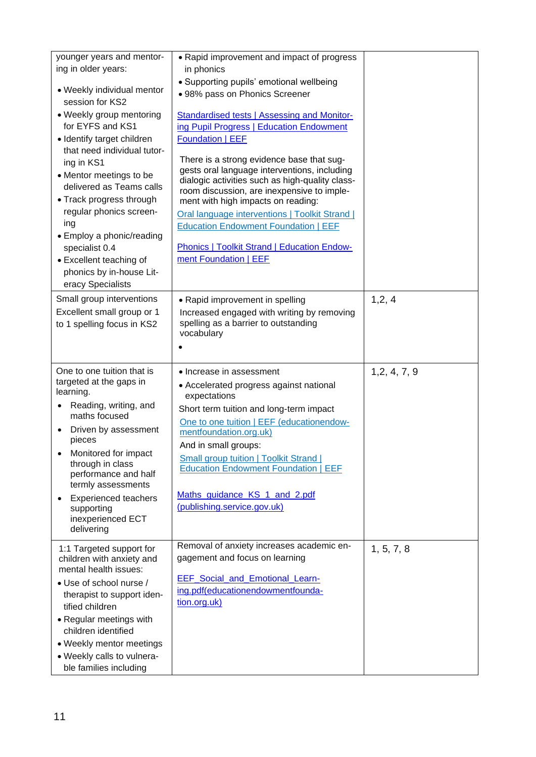| | | |
|---|---|---|
| younger years and mentoring in older years:<br><br>• Weekly individual mentor session for KS2<br>• Weekly group mentoring for EYFS and KS1<br>• Identify target children that need individual tutoring in KS1<br>• Mentor meetings to be delivered as Teams calls<br>• Track progress through regular phonics screening<br>• Employ a phonic/reading specialist 0.4<br>• Excellent teaching of phonics by in-house Literacy Specialists | • Rapid improvement and impact of progress in phonics<br>• Supporting pupils' emotional wellbeing<br>• 98% pass on Phonics Screener<br><br>Standardised tests \| Assessing and Monitoring Pupil Progress \| Education Endowment Foundation \| EEF<br><br>There is a strong evidence base that suggests oral language interventions, including dialogic activities such as high-quality classroom discussion, are inexpensive to implement with high impacts on reading:<br>Oral language interventions \| Toolkit Strand \| Education Endowment Foundation \| EEF<br><br>Phonics \| Toolkit Strand \| Education Endowment Foundation \| EEF | |
| Small group interventions<br>Excellent small group or 1 to 1 spelling focus in KS2 | • Rapid improvement in spelling<br>Increased engaged with writing by removing spelling as a barrier to outstanding vocabulary<br>• | 1,2, 4 |
| One to one tuition that is targeted at the gaps in learning.<br>• Reading, writing, and maths focused<br>• Driven by assessment pieces<br>• Monitored for impact through in class performance and half termly assessments<br>• Experienced teachers supporting inexperienced ECT delivering | • Increase in assessment<br>• Accelerated progress against national expectations<br>Short term tuition and long-term impact<br>One to one tuition \| EEF (educationendowmentfoundation.org.uk)<br>And in small groups:<br>Small group tuition \| Toolkit Strand \| Education Endowment Foundation \| EEF<br><br>Maths_guidance_KS_1_and_2.pdf (publishing.service.gov.uk) | 1,2, 4, 7, 9 |
| 1:1 Targeted support for children with anxiety and mental health issues:<br>• Use of school nurse / therapist to support identified children<br>• Regular meetings with children identified<br>• Weekly mentor meetings<br>• Weekly calls to vulnerable families including | Removal of anxiety increases academic engagement and focus on learning<br><br>EEF_Social_and_Emotional_Learning.pdf(educationendowmentfoundation.org.uk) | 1, 5, 7, 8 |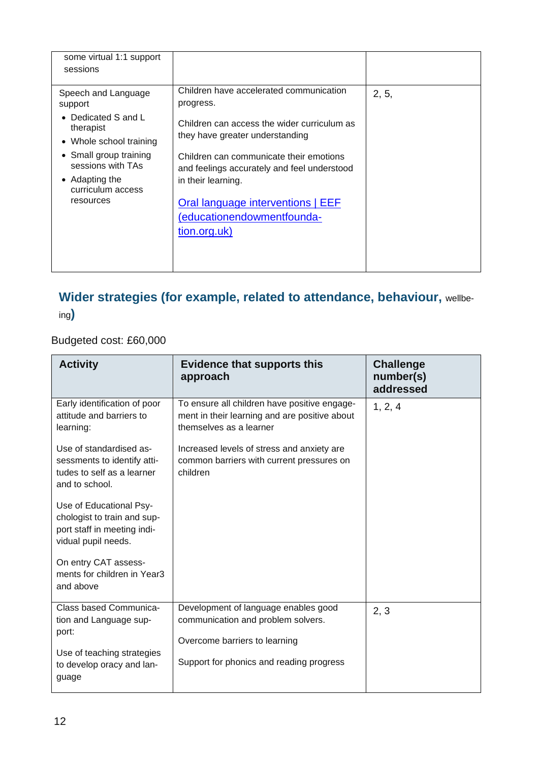| | | |
|---|---|---|
| some virtual 1:1 support sessions | | |
| Speech and Language support<br>• Dedicated S and L therapist<br>• Whole school training<br>• Small group training sessions with TAs<br>• Adapting the curriculum access resources | Children have accelerated communication progress.<br><br>Children can access the wider curriculum as they have greater understanding<br><br>Children can communicate their emotions and feelings accurately and feel understood in their learning.<br><br>[Oral language interventions \| EEF (educationendowmentfoundation.org.uk)]() | 2, 5, |

## Wider strategies (for example, related to attendance, behaviour, wellbeing)

Budgeted cost: £60,000

| Activity | Evidence that supports this approach | Challenge number(s) addressed |
|---|---|---|
| Early identification of poor attitude and barriers to learning:<br><br>Use of standardised assessments to identify attitudes to self as a learner and to school.<br><br>Use of Educational Psychologist to train and support staff in meeting individual pupil needs.<br><br>On entry CAT assessments for children in Year3 and above | To ensure all children have positive engagement in their learning and are positive about themselves as a learner<br><br>Increased levels of stress and anxiety are common barriers with current pressures on children | 1, 2, 4 |
| Class based Communication and Language support:<br><br>Use of teaching strategies to develop oracy and language | Development of language enables good communication and problem solvers.<br><br>Overcome barriers to learning<br><br>Support for phonics and reading progress | 2, 3 |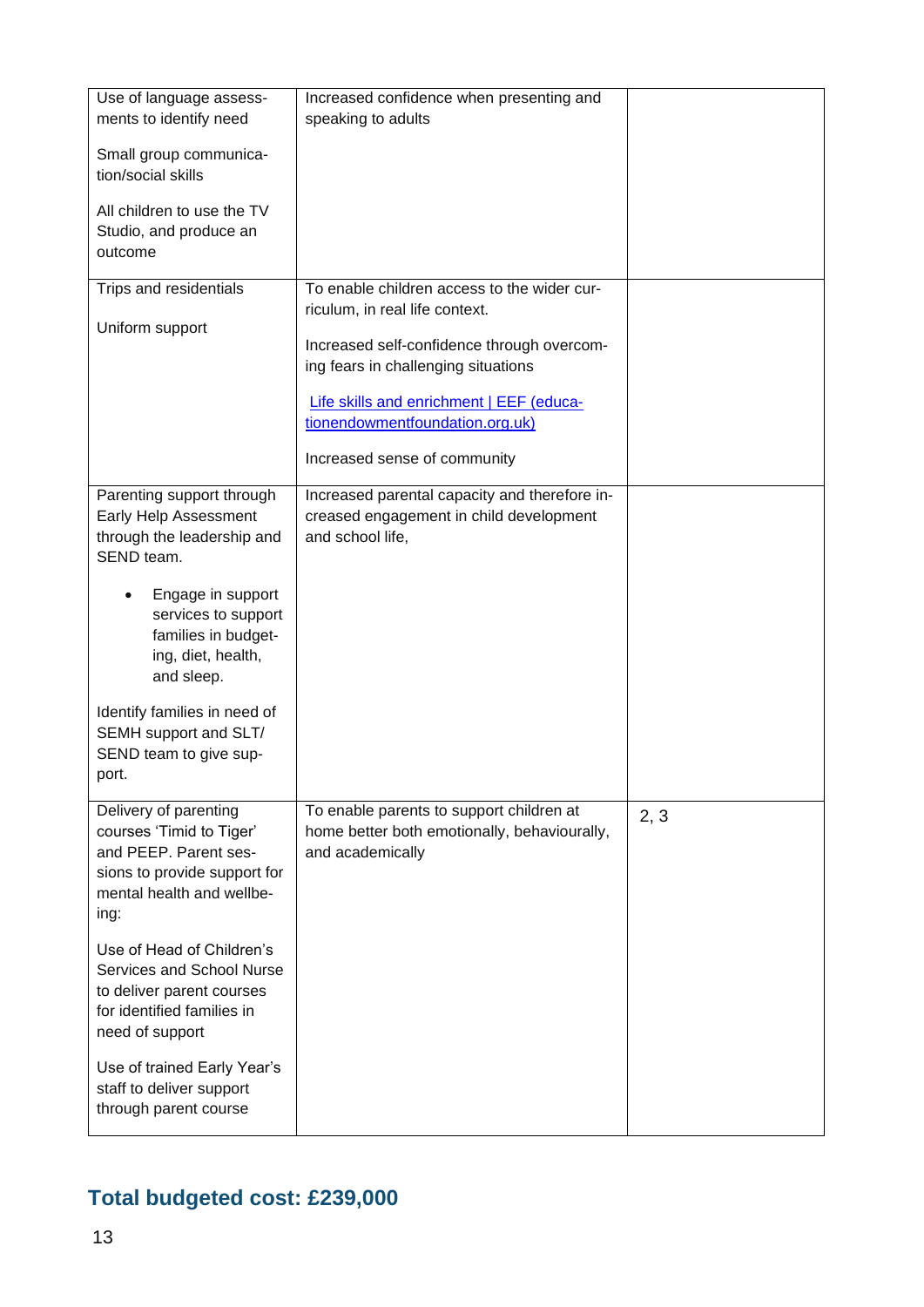| | | |
|---|---|---|
| Use of language assessments to identify need<br><br>Small group communication/social skills<br><br>All children to use the TV Studio, and produce an outcome | Increased confidence when presenting and speaking to adults | |
| Trips and residentials<br><br>Uniform support | To enable children access to the wider curriculum, in real life context.<br><br>Increased self-confidence through overcoming fears in challenging situations<br><br>[Life skills and enrichment \| EEF (educationendowmentfoundation.org.uk)](https://educationendowmentfoundation.org.uk)<br><br>Increased sense of community | |
| Parenting support through Early Help Assessment through the leadership and SEND team.<br><br>• Engage in support services to support families in budgeting, diet, health, and sleep.<br><br>Identify families in need of SEMH support and SLT/ SEND team to give support. | Increased parental capacity and therefore increased engagement in child development and school life, | |
| Delivery of parenting courses 'Timid to Tiger' and PEEP. Parent sessions to provide support for mental health and wellbeing:<br><br>Use of Head of Children's Services and School Nurse to deliver parent courses for identified families in need of support<br><br>Use of trained Early Year's staff to deliver support through parent course | To enable parents to support children at home better both emotionally, behaviourally, and academically | 2, 3 |

## Total budgeted cost: £239,000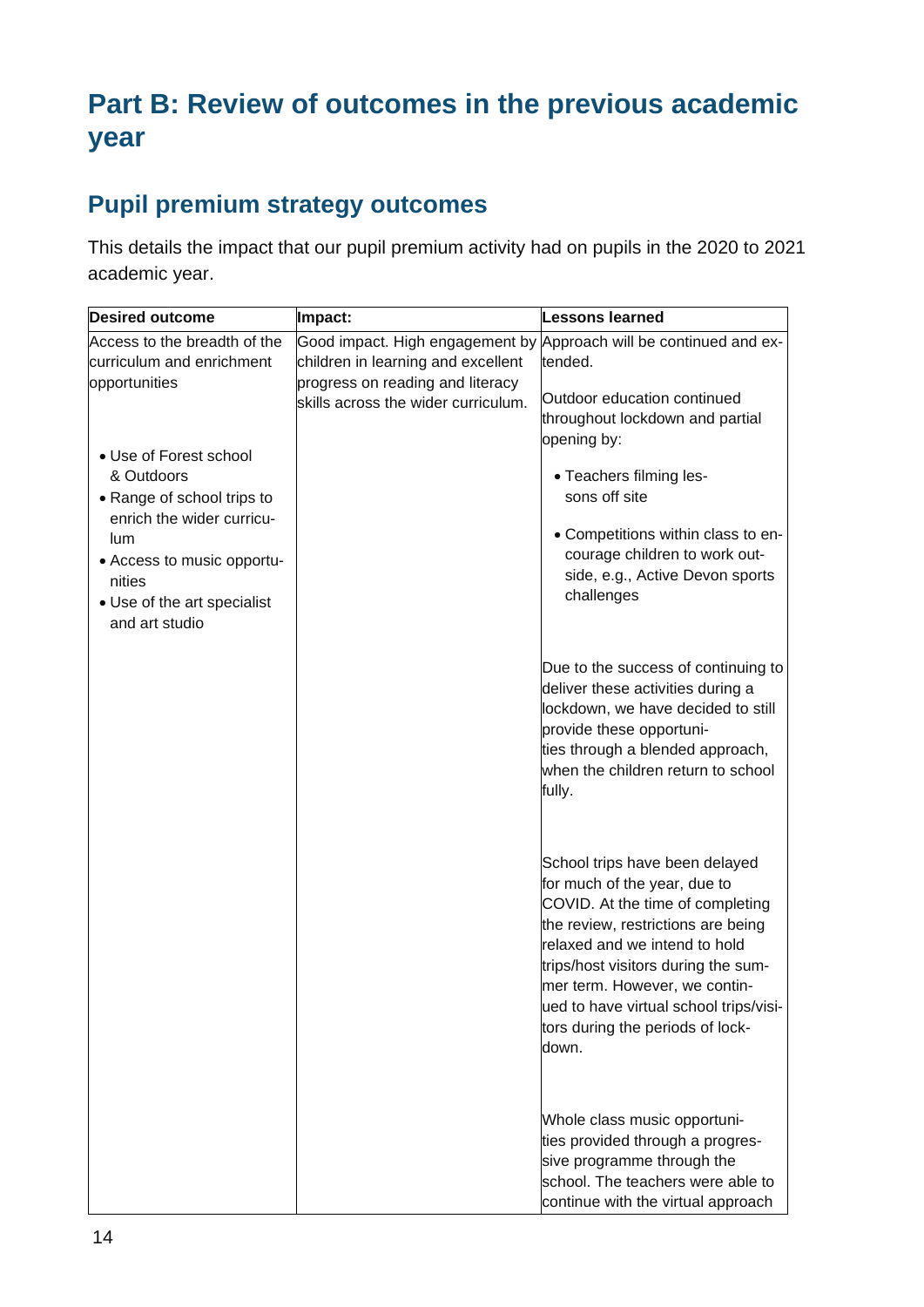# Part B: Review of outcomes in the previous academic year

## Pupil premium strategy outcomes

This details the impact that our pupil premium activity had on pupils in the 2020 to 2021 academic year.

| Desired outcome | Impact: | Lessons learned |
|---|---|---|
| Access to the breadth of the curriculum and enrichment opportunities<br><br>• Use of Forest school & Outdoors<br>• Range of school trips to enrich the wider curriculum<br>• Access to music opportunities<br>• Use of the art specialist and art studio | Good impact. High engagement by children in learning and excellent progress on reading and literacy skills across the wider curriculum. | Approach will be continued and extended.<br><br>Outdoor education continued throughout lockdown and partial opening by:<br><br>• Teachers filming lessons off site<br>• Competitions within class to encourage children to work outside, e.g., Active Devon sports challenges<br><br>Due to the success of continuing to deliver these activities during a lockdown, we have decided to still provide these opportunities through a blended approach, when the children return to school fully.<br><br>School trips have been delayed for much of the year, due to COVID. At the time of completing the review, restrictions are being relaxed and we intend to hold trips/host visitors during the summer term. However, we continued to have virtual school trips/visitors during the periods of lockdown.<br><br>Whole class music opportunities provided through a progressive programme through the school. The teachers were able to continue with the virtual approach |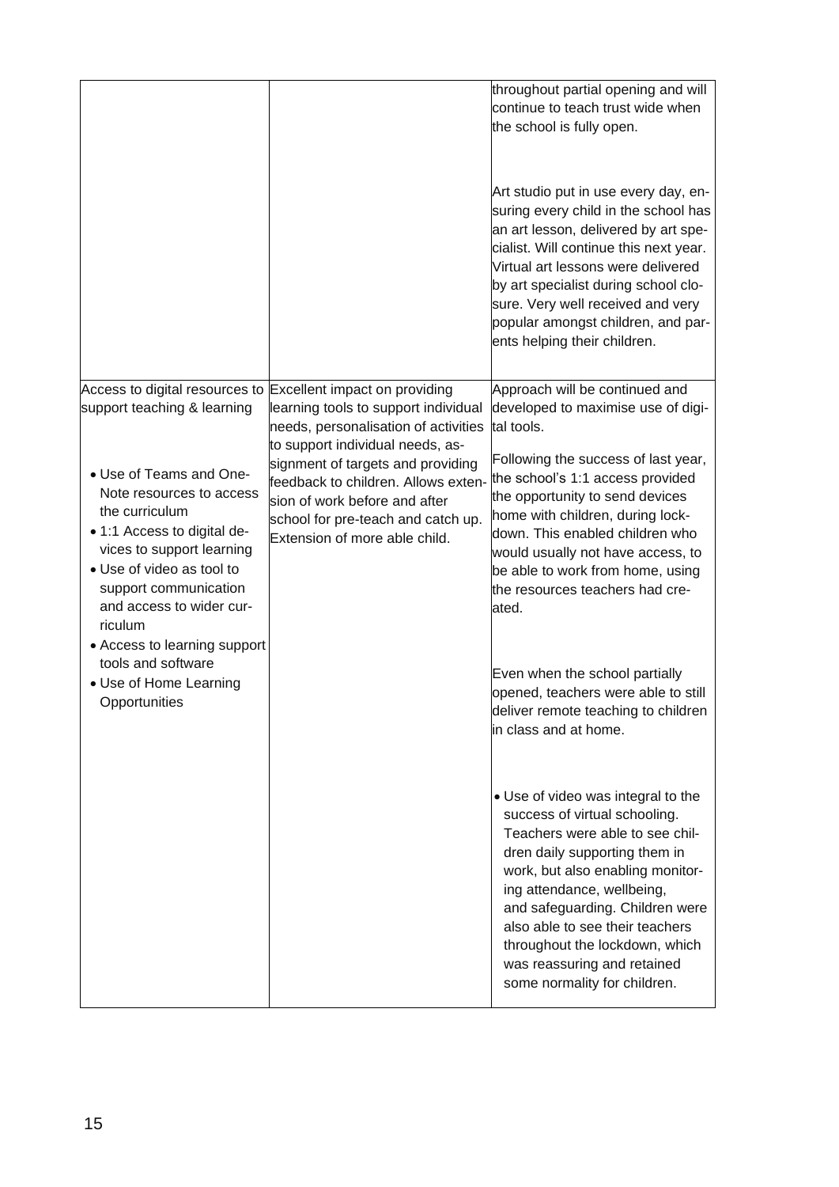| | | |
|---|---|---|
| | | throughout partial opening and will continue to teach trust wide when the school is fully open.<br><br>Art studio put in use every day, ensuring every child in the school has an art lesson, delivered by art specialist. Will continue this next year. Virtual art lessons were delivered by art specialist during school closure. Very well received and very popular amongst children, and parents helping their children. |
| Access to digital resources to support teaching & learning<br><br>• Use of Teams and One-Note resources to access the curriculum<br>• 1:1 Access to digital devices to support learning<br>• Use of video as tool to support communication and access to wider curriculum<br>• Access to learning support tools and software<br>• Use of Home Learning Opportunities | Excellent impact on providing learning tools to support individual needs, personalisation of activities to support individual needs, assignment of targets and providing feedback to children. Allows extension of work before and after school for pre-teach and catch up. Extension of more able child. | Approach will be continued and developed to maximise use of digital tools.<br><br>Following the success of last year, the school's 1:1 access provided the opportunity to send devices home with children, during lockdown. This enabled children who would usually not have access, to be able to work from home, using the resources teachers had created.<br><br>Even when the school partially opened, teachers were able to still deliver remote teaching to children in class and at home.<br><br>• Use of video was integral to the success of virtual schooling. Teachers were able to see children daily supporting them in work, but also enabling monitoring attendance, wellbeing, and safeguarding. Children were also able to see their teachers throughout the lockdown, which was reassuring and retained some normality for children. |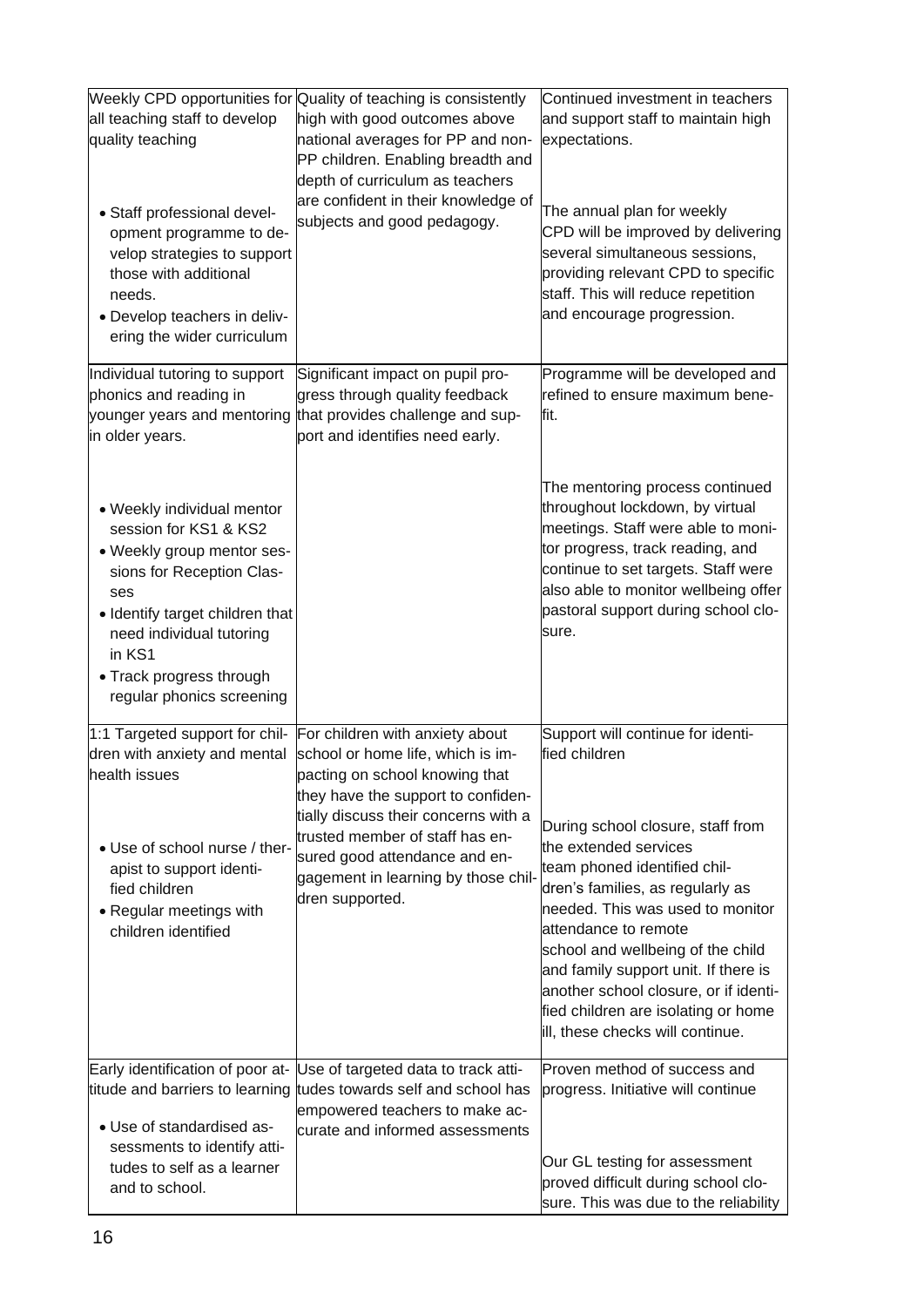| | | |
|---|---|---|
| Weekly CPD opportunities for all teaching staff to develop quality teaching<br><br>• Staff professional development programme to develop strategies to support those with additional needs.<br>• Develop teachers in delivering the wider curriculum | Quality of teaching is consistently high with good outcomes above national averages for PP and non-PP children. Enabling breadth and depth of curriculum as teachers are confident in their knowledge of subjects and good pedagogy. | Continued investment in teachers and support staff to maintain high expectations.<br><br>The annual plan for weekly CPD will be improved by delivering several simultaneous sessions, providing relevant CPD to specific staff. This will reduce repetition and encourage progression. |
| Individual tutoring to support phonics and reading in younger years and mentoring in older years.<br><br>• Weekly individual mentor session for KS1 & KS2<br>• Weekly group mentor sessions for Reception Classes<br>• Identify target children that need individual tutoring in KS1<br>• Track progress through regular phonics screening | Significant impact on pupil progress through quality feedback that provides challenge and support and identifies need early. | Programme will be developed and refined to ensure maximum benefit.<br><br>The mentoring process continued throughout lockdown, by virtual meetings. Staff were able to monitor progress, track reading, and continue to set targets. Staff were also able to monitor wellbeing offer pastoral support during school closure. |
| 1:1 Targeted support for children with anxiety and mental health issues<br><br>• Use of school nurse / therapist to support identified children<br>• Regular meetings with children identified | For children with anxiety about school or home life, which is impacting on school knowing that they have the support to confidentially discuss their concerns with a trusted member of staff has ensured good attendance and engagement in learning by those children supported. | Support will continue for identified children<br><br>During school closure, staff from the extended services team phoned identified children's families, as regularly as needed. This was used to monitor attendance to remote school and wellbeing of the child and family support unit. If there is another school closure, or if identified children are isolating or home ill, these checks will continue. |
| Early identification of poor attitude and barriers to learning<br><br>• Use of standardised assessments to identify attitudes to self as a learner and to school. | Use of targeted data to track attitudes towards self and school has empowered teachers to make accurate and informed assessments | Proven method of success and progress. Initiative will continue<br><br>Our GL testing for assessment proved difficult during school closure. This was due to the reliability |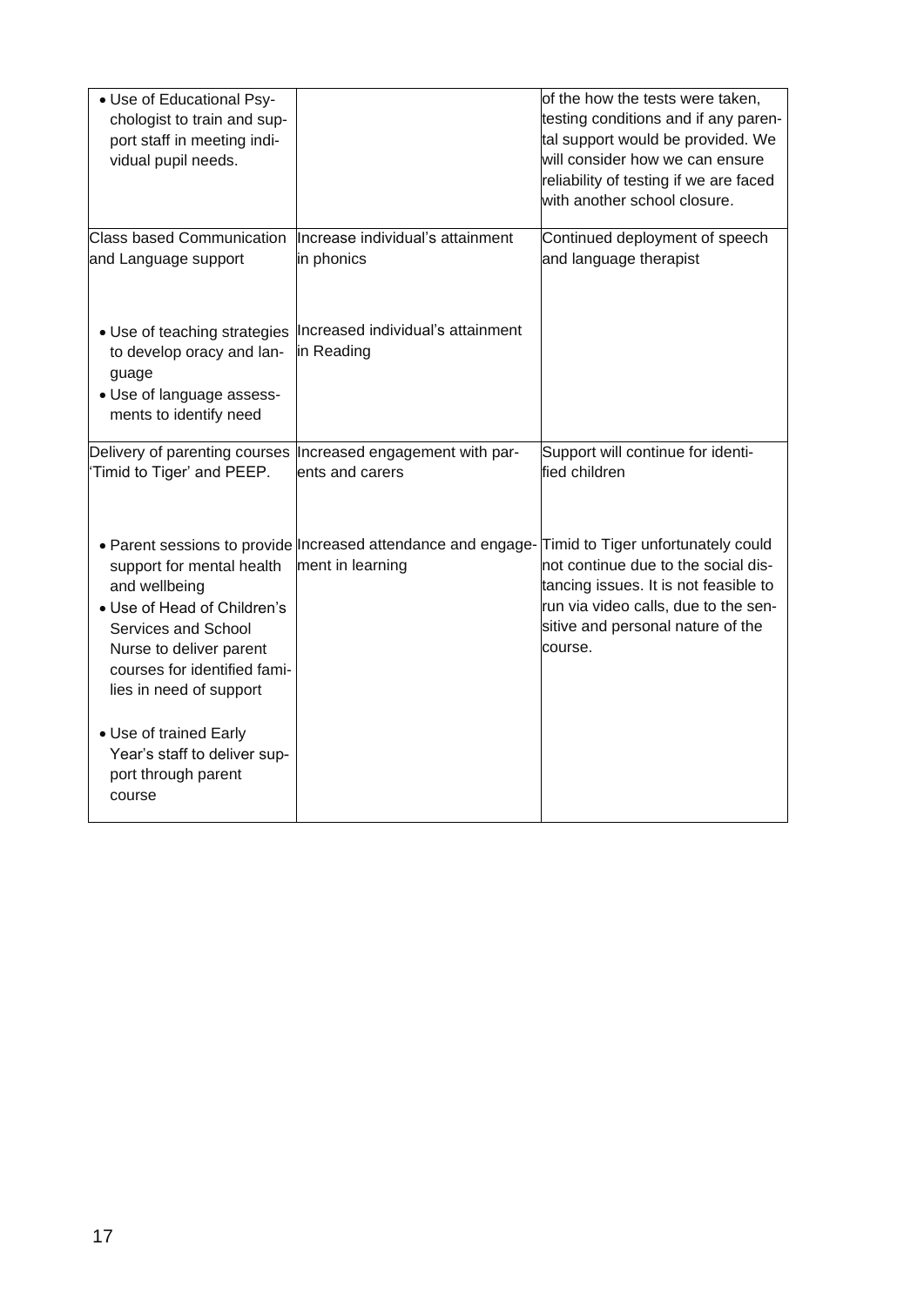| | | |
|---|---|---|
| • Use of Educational Psychologist to train and support staff in meeting individual pupil needs. | | of the how the tests were taken, testing conditions and if any parental support would be provided. We will consider how we can ensure reliability of testing if we are faced with another school closure. |
| Class based Communication and Language support<br><br>• Use of teaching strategies to develop oracy and language<br>• Use of language assessments to identify need | Increase individual's attainment in phonics<br><br>Increased individual's attainment in Reading | Continued deployment of speech and language therapist |
| Delivery of parenting courses 'Timid to Tiger' and PEEP.<br><br>• Parent sessions to provide support for mental health and wellbeing<br>• Use of Head of Children's Services and School Nurse to deliver parent courses for identified families in need of support<br><br>• Use of trained Early Year's staff to deliver support through parent course | Increased engagement with parents and carers<br><br>Increased attendance and engagement in learning | Support will continue for identified children<br><br>Timid to Tiger unfortunately could not continue due to the social distancing issues. It is not feasible to run via video calls, due to the sensitive and personal nature of the course. |